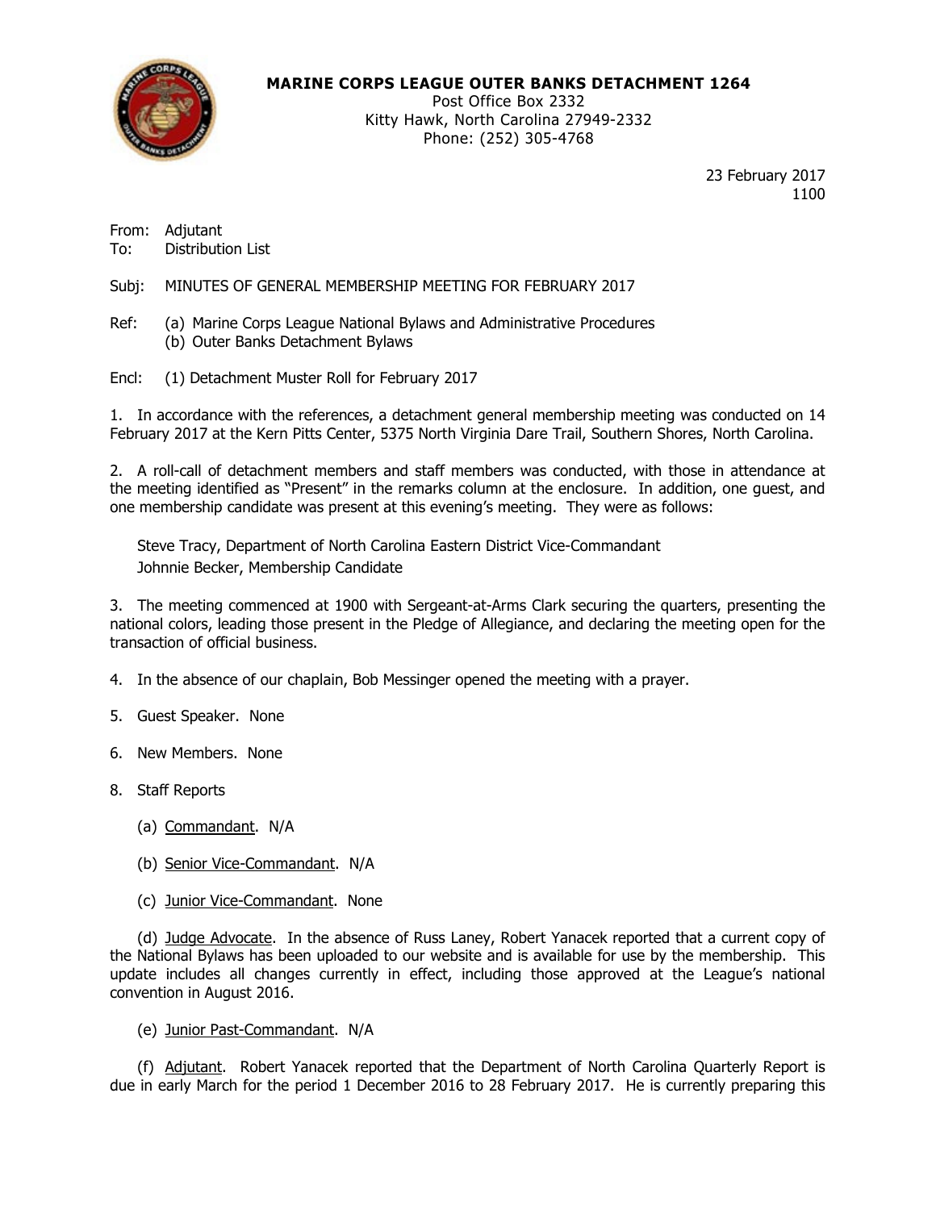**MARINE CORPS LEAGUE OUTER BANKS DETACHMENT 1264**
Post Office Box 2332
Kitty Hawk, North Carolina 27949-2332
Phone: (252) 305-4768

23 February 2017
1100

From: Adjutant
To: Distribution List

Subj: MINUTES OF GENERAL MEMBERSHIP MEETING FOR FEBRUARY 2017

Ref: (a) Marine Corps League National Bylaws and Administrative Procedures
(b) Outer Banks Detachment Bylaws

Encl: (1) Detachment Muster Roll for February 2017

1. In accordance with the references, a detachment general membership meeting was conducted on 14 February 2017 at the Kern Pitts Center, 5375 North Virginia Dare Trail, Southern Shores, North Carolina.

2. A roll-call of detachment members and staff members was conducted, with those in attendance at the meeting identified as "Present" in the remarks column at the enclosure. In addition, one guest, and one membership candidate was present at this evening's meeting. They were as follows:

Steve Tracy, Department of North Carolina Eastern District Vice-Commandant
Johnnie Becker, Membership Candidate

3. The meeting commenced at 1900 with Sergeant-at-Arms Clark securing the quarters, presenting the national colors, leading those present in the Pledge of Allegiance, and declaring the meeting open for the transaction of official business.

4. In the absence of our chaplain, Bob Messinger opened the meeting with a prayer.

5. Guest Speaker. None

6. New Members. None

8. Staff Reports

(a) Commandant. N/A

(b) Senior Vice-Commandant. N/A

(c) Junior Vice-Commandant. None

(d) Judge Advocate. In the absence of Russ Laney, Robert Yanacek reported that a current copy of the National Bylaws has been uploaded to our website and is available for use by the membership. This update includes all changes currently in effect, including those approved at the League's national convention in August 2016.

(e) Junior Past-Commandant. N/A

(f) Adjutant. Robert Yanacek reported that the Department of North Carolina Quarterly Report is due in early March for the period 1 December 2016 to 28 February 2017. He is currently preparing this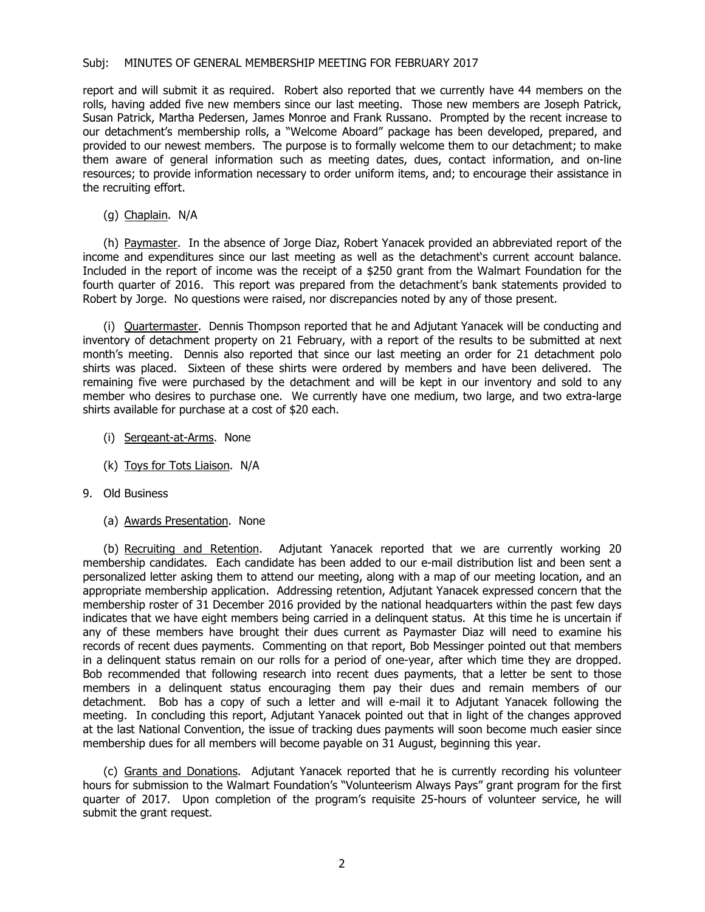report and will submit it as required. Robert also reported that we currently have 44 members on the rolls, having added five new members since our last meeting. Those new members are Joseph Patrick, Susan Patrick, Martha Pedersen, James Monroe and Frank Russano. Prompted by the recent increase to our detachment's membership rolls, a "Welcome Aboard" package has been developed, prepared, and provided to our newest members. The purpose is to formally welcome them to our detachment; to make them aware of general information such as meeting dates, dues, contact information, and on-line resources; to provide information necessary to order uniform items, and; to encourage their assistance in the recruiting effort.

(g) Chaplain. N/A

(h) Paymaster. In the absence of Jorge Diaz, Robert Yanacek provided an abbreviated report of the income and expenditures since our last meeting as well as the detachment's current account balance. Included in the report of income was the receipt of a $250 grant from the Walmart Foundation for the fourth quarter of 2016. This report was prepared from the detachment's bank statements provided to Robert by Jorge. No questions were raised, nor discrepancies noted by any of those present.

(i) Quartermaster. Dennis Thompson reported that he and Adjutant Yanacek will be conducting and inventory of detachment property on 21 February, with a report of the results to be submitted at next month's meeting. Dennis also reported that since our last meeting an order for 21 detachment polo shirts was placed. Sixteen of these shirts were ordered by members and have been delivered. The remaining five were purchased by the detachment and will be kept in our inventory and sold to any member who desires to purchase one. We currently have one medium, two large, and two extra-large shirts available for purchase at a cost of $20 each.

(i) Sergeant-at-Arms. None

(k) Toys for Tots Liaison. N/A

9. Old Business

(a) Awards Presentation. None

(b) Recruiting and Retention. Adjutant Yanacek reported that we are currently working 20 membership candidates. Each candidate has been added to our e-mail distribution list and been sent a personalized letter asking them to attend our meeting, along with a map of our meeting location, and an appropriate membership application. Addressing retention, Adjutant Yanacek expressed concern that the membership roster of 31 December 2016 provided by the national headquarters within the past few days indicates that we have eight members being carried in a delinquent status. At this time he is uncertain if any of these members have brought their dues current as Paymaster Diaz will need to examine his records of recent dues payments. Commenting on that report, Bob Messinger pointed out that members in a delinquent status remain on our rolls for a period of one-year, after which time they are dropped. Bob recommended that following research into recent dues payments, that a letter be sent to those members in a delinquent status encouraging them pay their dues and remain members of our detachment. Bob has a copy of such a letter and will e-mail it to Adjutant Yanacek following the meeting. In concluding this report, Adjutant Yanacek pointed out that in light of the changes approved at the last National Convention, the issue of tracking dues payments will soon become much easier since membership dues for all members will become payable on 31 August, beginning this year.

(c) Grants and Donations. Adjutant Yanacek reported that he is currently recording his volunteer hours for submission to the Walmart Foundation's "Volunteerism Always Pays" grant program for the first quarter of 2017. Upon completion of the program's requisite 25-hours of volunteer service, he will submit the grant request.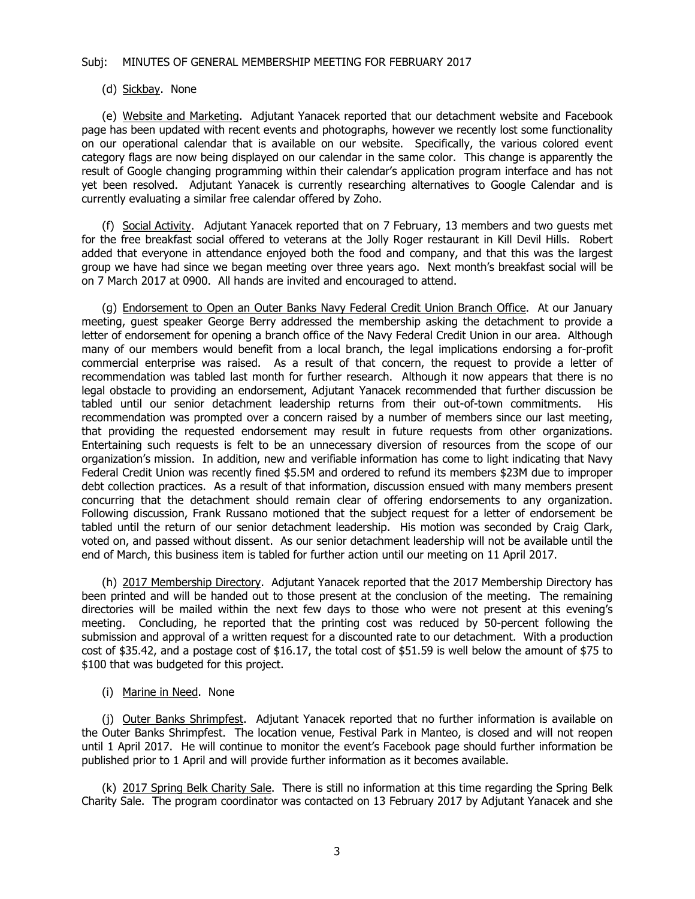Subj: MINUTES OF GENERAL MEMBERSHIP MEETING FOR FEBRUARY 2017

(d) Sickbay. None

(e) Website and Marketing. Adjutant Yanacek reported that our detachment website and Facebook page has been updated with recent events and photographs, however we recently lost some functionality on our operational calendar that is available on our website. Specifically, the various colored event category flags are now being displayed on our calendar in the same color. This change is apparently the result of Google changing programming within their calendar's application program interface and has not yet been resolved. Adjutant Yanacek is currently researching alternatives to Google Calendar and is currently evaluating a similar free calendar offered by Zoho.

(f) Social Activity. Adjutant Yanacek reported that on 7 February, 13 members and two guests met for the free breakfast social offered to veterans at the Jolly Roger restaurant in Kill Devil Hills. Robert added that everyone in attendance enjoyed both the food and company, and that this was the largest group we have had since we began meeting over three years ago. Next month's breakfast social will be on 7 March 2017 at 0900. All hands are invited and encouraged to attend.

(g) Endorsement to Open an Outer Banks Navy Federal Credit Union Branch Office. At our January meeting, guest speaker George Berry addressed the membership asking the detachment to provide a letter of endorsement for opening a branch office of the Navy Federal Credit Union in our area. Although many of our members would benefit from a local branch, the legal implications endorsing a for-profit commercial enterprise was raised. As a result of that concern, the request to provide a letter of recommendation was tabled last month for further research. Although it now appears that there is no legal obstacle to providing an endorsement, Adjutant Yanacek recommended that further discussion be tabled until our senior detachment leadership returns from their out-of-town commitments. His recommendation was prompted over a concern raised by a number of members since our last meeting, that providing the requested endorsement may result in future requests from other organizations. Entertaining such requests is felt to be an unnecessary diversion of resources from the scope of our organization's mission. In addition, new and verifiable information has come to light indicating that Navy Federal Credit Union was recently fined \$5.5M and ordered to refund its members \$23M due to improper debt collection practices. As a result of that information, discussion ensued with many members present concurring that the detachment should remain clear of offering endorsements to any organization. Following discussion, Frank Russano motioned that the subject request for a letter of endorsement be tabled until the return of our senior detachment leadership. His motion was seconded by Craig Clark, voted on, and passed without dissent. As our senior detachment leadership will not be available until the end of March, this business item is tabled for further action until our meeting on 11 April 2017.

(h) 2017 Membership Directory. Adjutant Yanacek reported that the 2017 Membership Directory has been printed and will be handed out to those present at the conclusion of the meeting. The remaining directories will be mailed within the next few days to those who were not present at this evening's meeting. Concluding, he reported that the printing cost was reduced by 50-percent following the submission and approval of a written request for a discounted rate to our detachment. With a production cost of \$35.42, and a postage cost of \$16.17, the total cost of \$51.59 is well below the amount of \$75 to \$100 that was budgeted for this project.

(i) Marine in Need. None

(j) Outer Banks Shrimpfest. Adjutant Yanacek reported that no further information is available on the Outer Banks Shrimpfest. The location venue, Festival Park in Manteo, is closed and will not reopen until 1 April 2017. He will continue to monitor the event's Facebook page should further information be published prior to 1 April and will provide further information as it becomes available.

(k) 2017 Spring Belk Charity Sale. There is still no information at this time regarding the Spring Belk Charity Sale. The program coordinator was contacted on 13 February 2017 by Adjutant Yanacek and she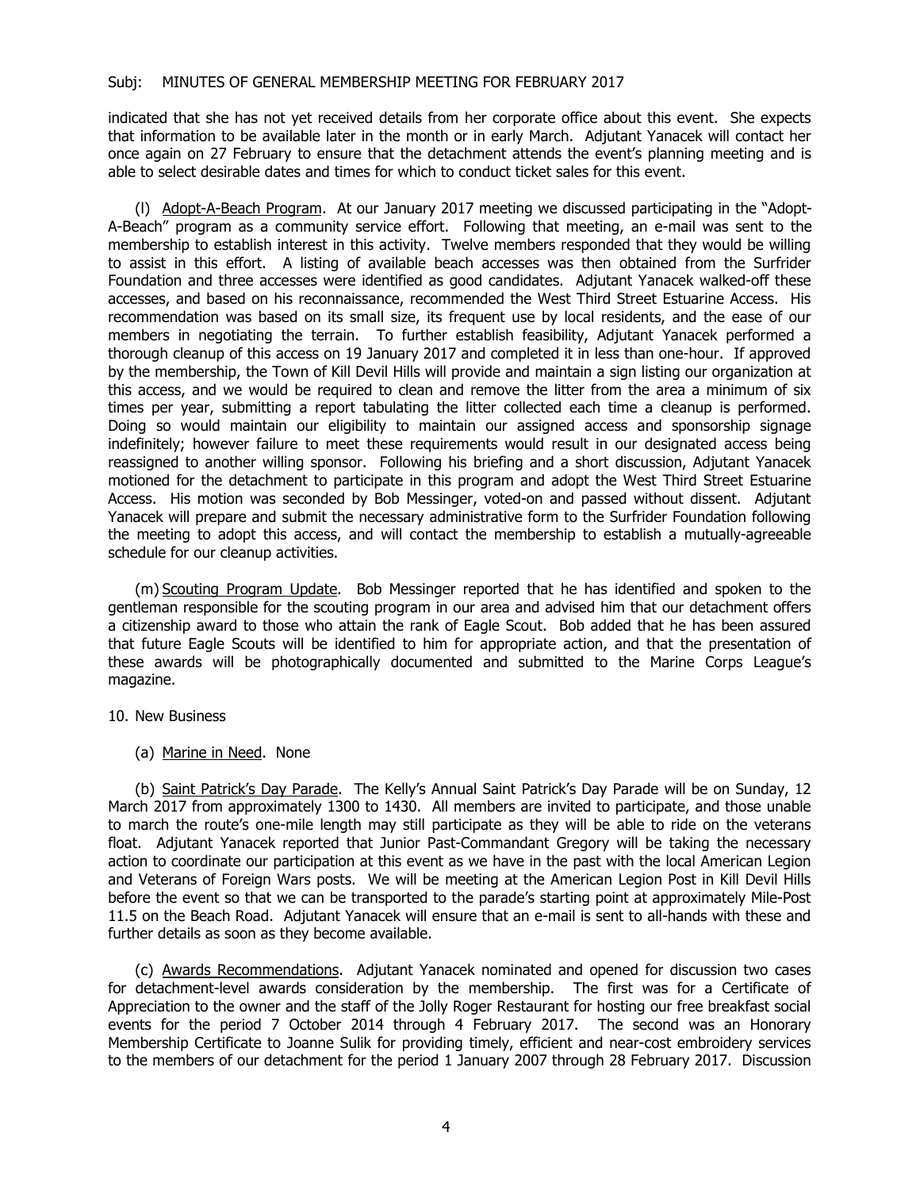indicated that she has not yet received details from her corporate office about this event. She expects that information to be available later in the month or in early March. Adjutant Yanacek will contact her once again on 27 February to ensure that the detachment attends the event's planning meeting and is able to select desirable dates and times for which to conduct ticket sales for this event.

(l) Adopt-A-Beach Program. At our January 2017 meeting we discussed participating in the "Adopt-A-Beach" program as a community service effort. Following that meeting, an e-mail was sent to the membership to establish interest in this activity. Twelve members responded that they would be willing to assist in this effort. A listing of available beach accesses was then obtained from the Surfrider Foundation and three accesses were identified as good candidates. Adjutant Yanacek walked-off these accesses, and based on his reconnaissance, recommended the West Third Street Estuarine Access. His recommendation was based on its small size, its frequent use by local residents, and the ease of our members in negotiating the terrain. To further establish feasibility, Adjutant Yanacek performed a thorough cleanup of this access on 19 January 2017 and completed it in less than one-hour. If approved by the membership, the Town of Kill Devil Hills will provide and maintain a sign listing our organization at this access, and we would be required to clean and remove the litter from the area a minimum of six times per year, submitting a report tabulating the litter collected each time a cleanup is performed. Doing so would maintain our eligibility to maintain our assigned access and sponsorship signage indefinitely; however failure to meet these requirements would result in our designated access being reassigned to another willing sponsor. Following his briefing and a short discussion, Adjutant Yanacek motioned for the detachment to participate in this program and adopt the West Third Street Estuarine Access. His motion was seconded by Bob Messinger, voted-on and passed without dissent. Adjutant Yanacek will prepare and submit the necessary administrative form to the Surfrider Foundation following the meeting to adopt this access, and will contact the membership to establish a mutually-agreeable schedule for our cleanup activities.

(m) Scouting Program Update. Bob Messinger reported that he has identified and spoken to the gentleman responsible for the scouting program in our area and advised him that our detachment offers a citizenship award to those who attain the rank of Eagle Scout. Bob added that he has been assured that future Eagle Scouts will be identified to him for appropriate action, and that the presentation of these awards will be photographically documented and submitted to the Marine Corps League's magazine.

10. New Business

(a) Marine in Need. None

(b) Saint Patrick's Day Parade. The Kelly's Annual Saint Patrick's Day Parade will be on Sunday, 12 March 2017 from approximately 1300 to 1430. All members are invited to participate, and those unable to march the route's one-mile length may still participate as they will be able to ride on the veterans float. Adjutant Yanacek reported that Junior Past-Commandant Gregory will be taking the necessary action to coordinate our participation at this event as we have in the past with the local American Legion and Veterans of Foreign Wars posts. We will be meeting at the American Legion Post in Kill Devil Hills before the event so that we can be transported to the parade's starting point at approximately Mile-Post 11.5 on the Beach Road. Adjutant Yanacek will ensure that an e-mail is sent to all-hands with these and further details as soon as they become available.

(c) Awards Recommendations. Adjutant Yanacek nominated and opened for discussion two cases for detachment-level awards consideration by the membership. The first was for a Certificate of Appreciation to the owner and the staff of the Jolly Roger Restaurant for hosting our free breakfast social events for the period 7 October 2014 through 4 February 2017. The second was an Honorary Membership Certificate to Joanne Sulik for providing timely, efficient and near-cost embroidery services to the members of our detachment for the period 1 January 2007 through 28 February 2017. Discussion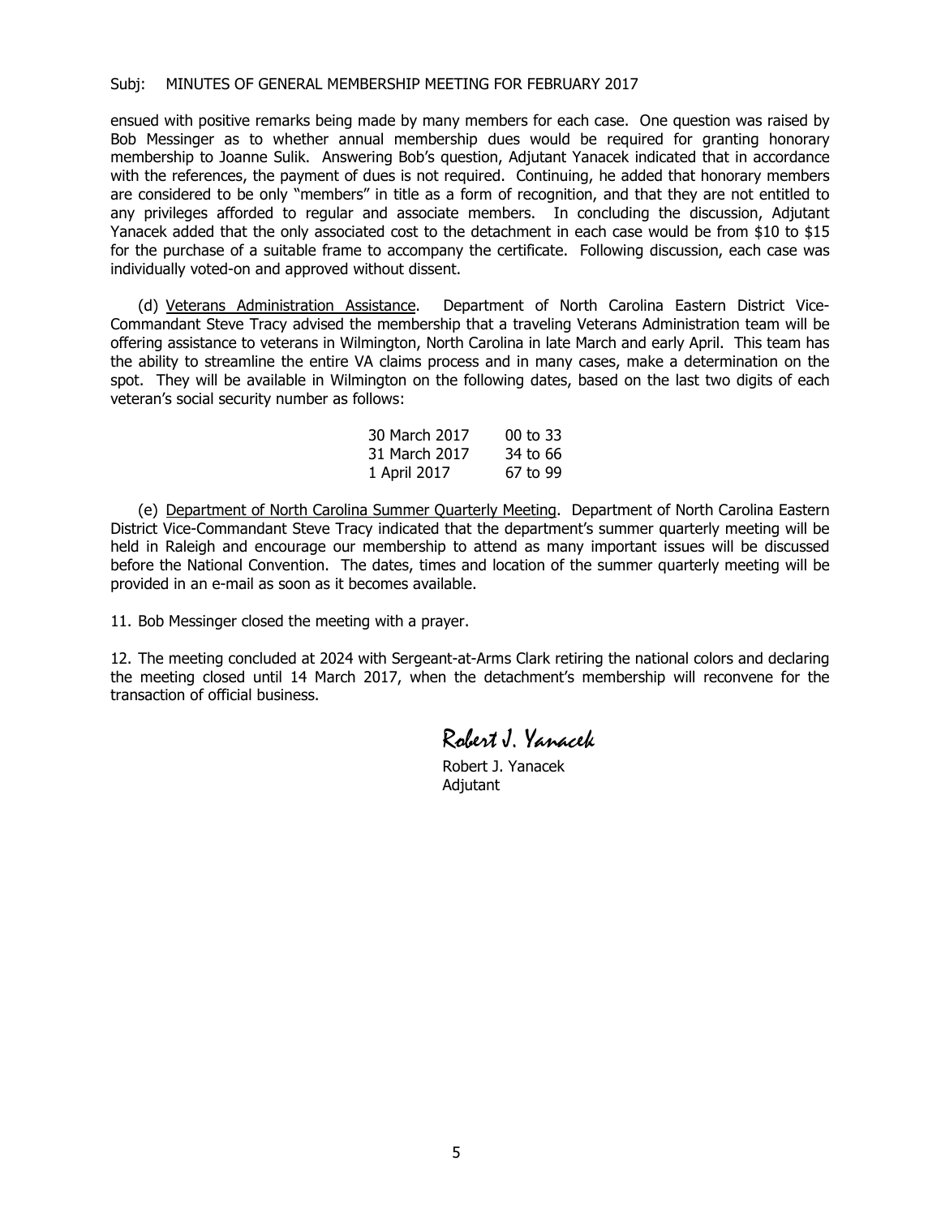ensued with positive remarks being made by many members for each case. One question was raised by Bob Messinger as to whether annual membership dues would be required for granting honorary membership to Joanne Sulik. Answering Bob's question, Adjutant Yanacek indicated that in accordance with the references, the payment of dues is not required. Continuing, he added that honorary members are considered to be only "members" in title as a form of recognition, and that they are not entitled to any privileges afforded to regular and associate members. In concluding the discussion, Adjutant Yanacek added that the only associated cost to the detachment in each case would be from $10 to $15 for the purchase of a suitable frame to accompany the certificate. Following discussion, each case was individually voted-on and approved without dissent.

(d) Veterans Administration Assistance. Department of North Carolina Eastern District Vice-Commandant Steve Tracy advised the membership that a traveling Veterans Administration team will be offering assistance to veterans in Wilmington, North Carolina in late March and early April. This team has the ability to streamline the entire VA claims process and in many cases, make a determination on the spot. They will be available in Wilmington on the following dates, based on the last two digits of each veteran's social security number as follows:

| | |
|---|---|
| 30 March 2017 | 00 to 33 |
| 31 March 2017 | 34 to 66 |
| 1 April 2017 | 67 to 99 |

(e) Department of North Carolina Summer Quarterly Meeting. Department of North Carolina Eastern District Vice-Commandant Steve Tracy indicated that the department's summer quarterly meeting will be held in Raleigh and encourage our membership to attend as many important issues will be discussed before the National Convention. The dates, times and location of the summer quarterly meeting will be provided in an e-mail as soon as it becomes available.

11. Bob Messinger closed the meeting with a prayer.

12. The meeting concluded at 2024 with Sergeant-at-Arms Clark retiring the national colors and declaring the meeting closed until 14 March 2017, when the detachment's membership will reconvene for the transaction of official business.

*Robert J. Yanacek*

Robert J. Yanacek
Adjutant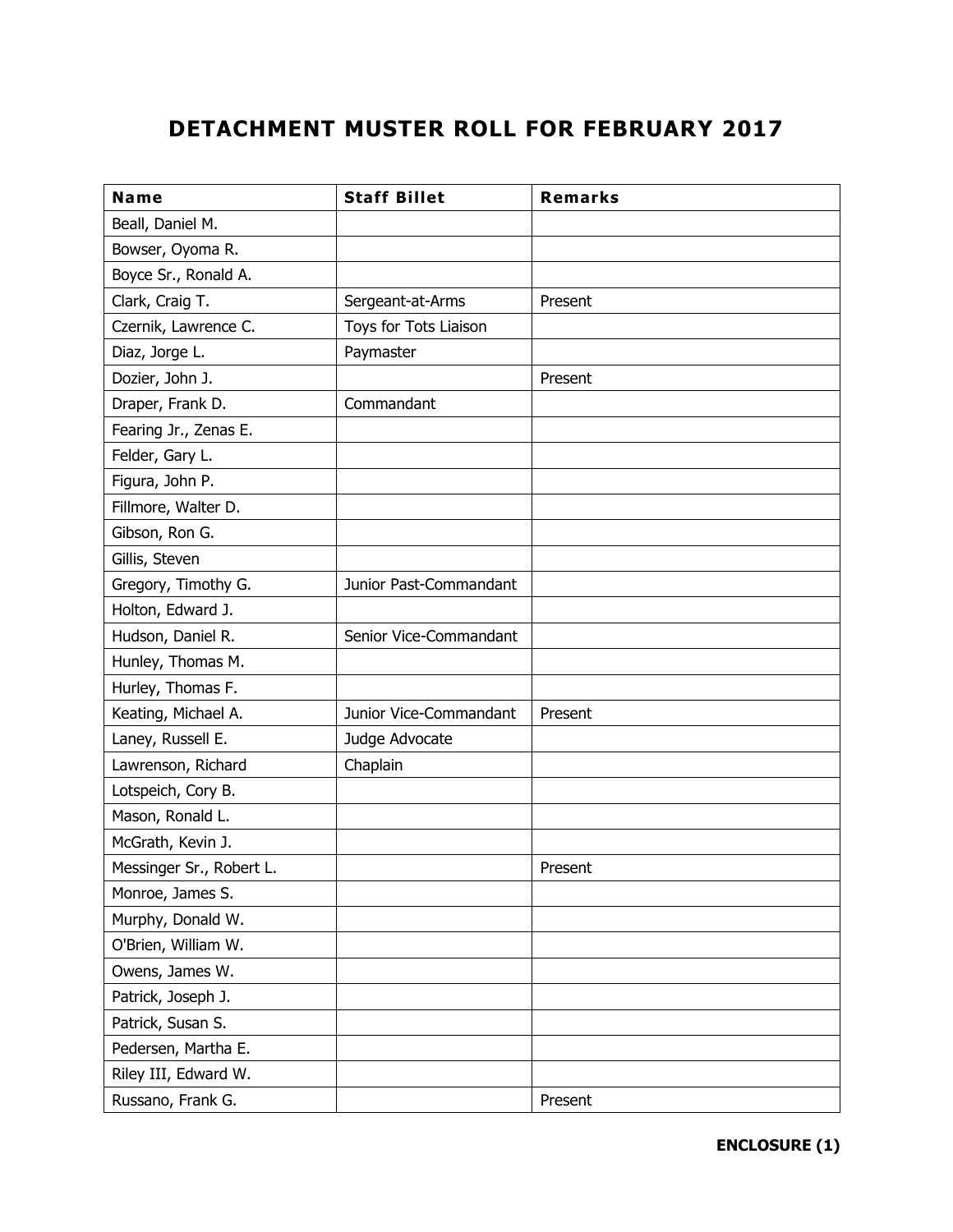# DETACHMENT MUSTER ROLL FOR FEBRUARY 2017

| Name | Staff Billet | Remarks |
|---|---|---|
| Beall, Daniel M. | | |
| Bowser, Oyoma R. | | |
| Boyce Sr., Ronald A. | | |
| Clark, Craig T. | Sergeant-at-Arms | Present |
| Czernik, Lawrence C. | Toys for Tots Liaison | |
| Diaz, Jorge L. | Paymaster | |
| Dozier, John J. | | Present |
| Draper, Frank D. | Commandant | |
| Fearing Jr., Zenas E. | | |
| Felder, Gary L. | | |
| Figura, John P. | | |
| Fillmore, Walter D. | | |
| Gibson, Ron G. | | |
| Gillis, Steven | | |
| Gregory, Timothy G. | Junior Past-Commandant | |
| Holton, Edward J. | | |
| Hudson, Daniel R. | Senior Vice-Commandant | |
| Hunley, Thomas M. | | |
| Hurley, Thomas F. | | |
| Keating, Michael A. | Junior Vice-Commandant | Present |
| Laney, Russell E. | Judge Advocate | |
| Lawrenson, Richard | Chaplain | |
| Lotspeich, Cory B. | | |
| Mason, Ronald L. | | |
| McGrath, Kevin J. | | |
| Messinger Sr., Robert L. | | Present |
| Monroe, James S. | | |
| Murphy, Donald W. | | |
| O'Brien, William W. | | |
| Owens, James W. | | |
| Patrick, Joseph J. | | |
| Patrick, Susan S. | | |
| Pedersen, Martha E. | | |
| Riley III, Edward W. | | |
| Russano, Frank G. | | Present |

**ENCLOSURE (1)**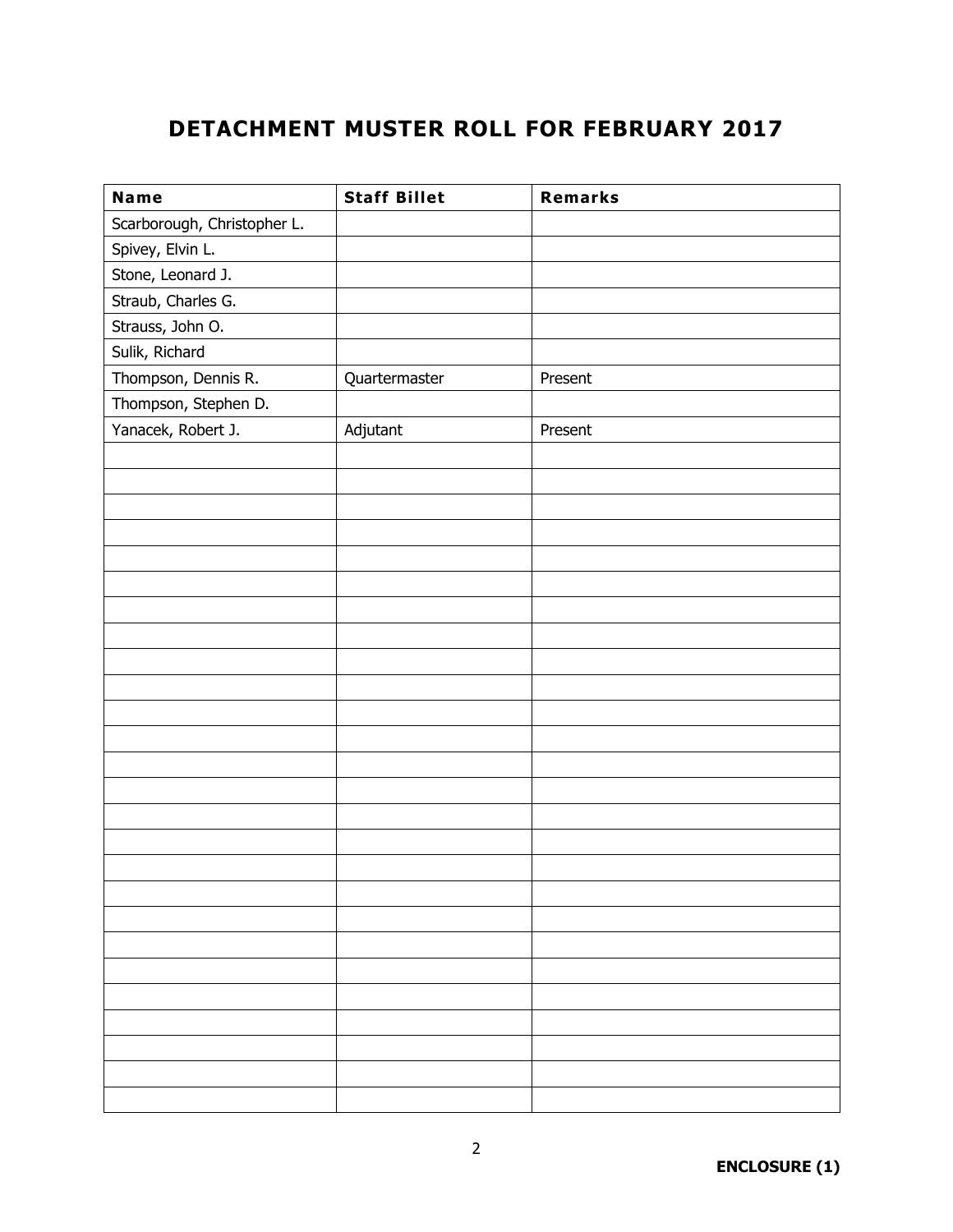# DETACHMENT MUSTER ROLL FOR FEBRUARY 2017

| Name | Staff Billet | Remarks |
|---|---|---|
| Scarborough, Christopher L. | | |
| Spivey, Elvin L. | | |
| Stone, Leonard J. | | |
| Straub, Charles G. | | |
| Strauss, John O. | | |
| Sulik, Richard | | |
| Thompson, Dennis R. | Quartermaster | Present |
| Thompson, Stephen D. | | |
| Yanacek, Robert J. | Adjutant | Present |
| | | |
| | | |
| | | |
| | | |
| | | |
| | | |
| | | |
| | | |
| | | |
| | | |
| | | |
| | | |
| | | |
| | | |
| | | |
| | | |
| | | |
| | | |
| | | |
| | | |
| | | |
| | | |
| | | |
| | | |
| | | |
| | | |

**ENCLOSURE (1)**